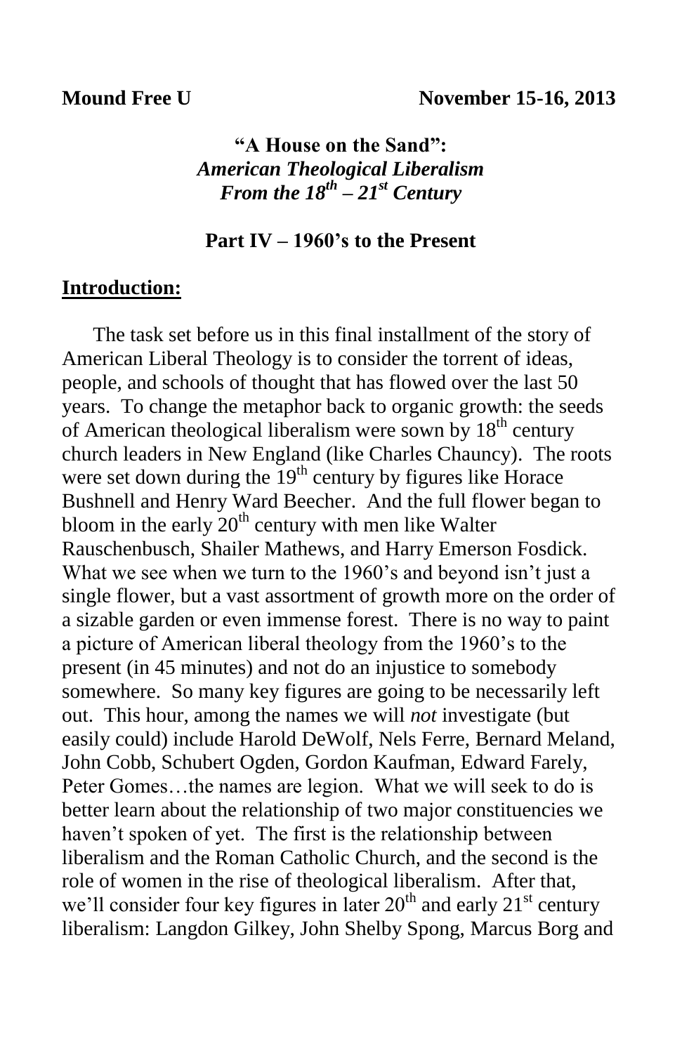**Mound Free U** **November 15-16, 2013**

**"A House on the Sand":**
***American Theological Liberalism***
***From the 18th – 21st Century***

**Part IV – 1960's to the Present**

## Introduction:

The task set before us in this final installment of the story of American Liberal Theology is to consider the torrent of ideas, people, and schools of thought that has flowed over the last 50 years. To change the metaphor back to organic growth: the seeds of American theological liberalism were sown by 18th century church leaders in New England (like Charles Chauncy). The roots were set down during the 19th century by figures like Horace Bushnell and Henry Ward Beecher. And the full flower began to bloom in the early 20th century with men like Walter Rauschenbusch, Shailer Mathews, and Harry Emerson Fosdick. What we see when we turn to the 1960's and beyond isn't just a single flower, but a vast assortment of growth more on the order of a sizable garden or even immense forest. There is no way to paint a picture of American liberal theology from the 1960's to the present (in 45 minutes) and not do an injustice to somebody somewhere. So many key figures are going to be necessarily left out. This hour, among the names we will *not* investigate (but easily could) include Harold DeWolf, Nels Ferre, Bernard Meland, John Cobb, Schubert Ogden, Gordon Kaufman, Edward Farely, Peter Gomes…the names are legion. What we will seek to do is better learn about the relationship of two major constituencies we haven't spoken of yet. The first is the relationship between liberalism and the Roman Catholic Church, and the second is the role of women in the rise of theological liberalism. After that, we'll consider four key figures in later 20th and early 21st century liberalism: Langdon Gilkey, John Shelby Spong, Marcus Borg and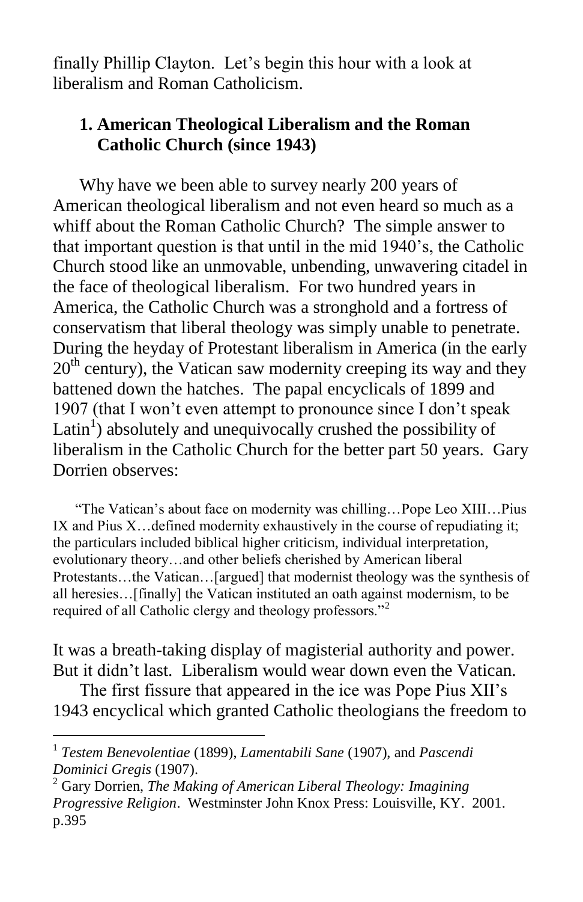finally Phillip Clayton. Let's begin this hour with a look at liberalism and Roman Catholicism.

## 1. American Theological Liberalism and the Roman Catholic Church (since 1943)

Why have we been able to survey nearly 200 years of American theological liberalism and not even heard so much as a whiff about the Roman Catholic Church? The simple answer to that important question is that until in the mid 1940's, the Catholic Church stood like an unmovable, unbending, unwavering citadel in the face of theological liberalism. For two hundred years in America, the Catholic Church was a stronghold and a fortress of conservatism that liberal theology was simply unable to penetrate. During the heyday of Protestant liberalism in America (in the early 20th century), the Vatican saw modernity creeping its way and they battened down the hatches. The papal encyclicals of 1899 and 1907 (that I won't even attempt to pronounce since I don't speak Latin[1]) absolutely and unequivocally crushed the possibility of liberalism in the Catholic Church for the better part 50 years. Gary Dorrien observes:

> "The Vatican's about face on modernity was chilling…Pope Leo XIII…Pius IX and Pius X…defined modernity exhaustively in the course of repudiating it; the particulars included biblical higher criticism, individual interpretation, evolutionary theory…and other beliefs cherished by American liberal Protestants…the Vatican…[argued] that modernist theology was the synthesis of all heresies…[finally] the Vatican instituted an oath against modernism, to be required of all Catholic clergy and theology professors."[2]

It was a breath-taking display of magisterial authority and power. But it didn't last. Liberalism would wear down even the Vatican.

The first fissure that appeared in the ice was Pope Pius XII's 1943 encyclical which granted Catholic theologians the freedom to

---

[1] *Testem Benevolentiae* (1899), *Lamentabili Sane* (1907), and *Pascendi Dominici Gregis* (1907).

[2] Gary Dorrien, *The Making of American Liberal Theology: Imagining Progressive Religion*. Westminster John Knox Press: Louisville, KY. 2001. p.395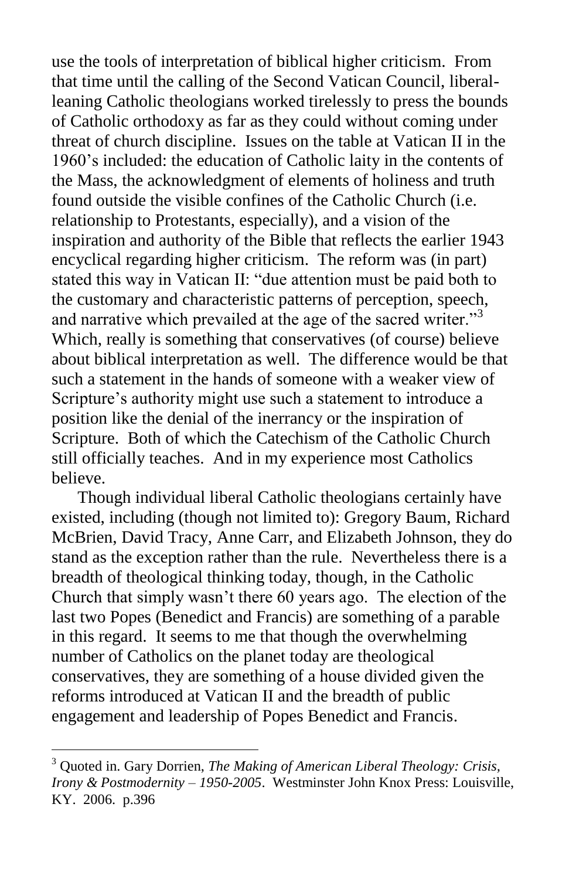use the tools of interpretation of biblical higher criticism. From that time until the calling of the Second Vatican Council, liberal-leaning Catholic theologians worked tirelessly to press the bounds of Catholic orthodoxy as far as they could without coming under threat of church discipline. Issues on the table at Vatican II in the 1960's included: the education of Catholic laity in the contents of the Mass, the acknowledgment of elements of holiness and truth found outside the visible confines of the Catholic Church (i.e. relationship to Protestants, especially), and a vision of the inspiration and authority of the Bible that reflects the earlier 1943 encyclical regarding higher criticism. The reform was (in part) stated this way in Vatican II: "due attention must be paid both to the customary and characteristic patterns of perception, speech, and narrative which prevailed at the age of the sacred writer."[3] Which, really is something that conservatives (of course) believe about biblical interpretation as well. The difference would be that such a statement in the hands of someone with a weaker view of Scripture's authority might use such a statement to introduce a position like the denial of the inerrancy or the inspiration of Scripture. Both of which the Catechism of the Catholic Church still officially teaches. And in my experience most Catholics believe.

Though individual liberal Catholic theologians certainly have existed, including (though not limited to): Gregory Baum, Richard McBrien, David Tracy, Anne Carr, and Elizabeth Johnson, they do stand as the exception rather than the rule. Nevertheless there is a breadth of theological thinking today, though, in the Catholic Church that simply wasn't there 60 years ago. The election of the last two Popes (Benedict and Francis) are something of a parable in this regard. It seems to me that though the overwhelming number of Catholics on the planet today are theological conservatives, they are something of a house divided given the reforms introduced at Vatican II and the breadth of public engagement and leadership of Popes Benedict and Francis.

---

[3] Quoted in. Gary Dorrien, *The Making of American Liberal Theology: Crisis, Irony & Postmodernity – 1950-2005*. Westminster John Knox Press: Louisville, KY. 2006. p.396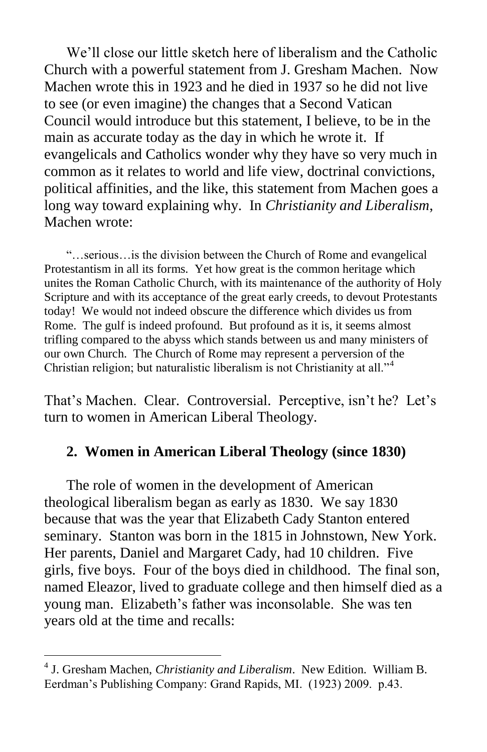We'll close our little sketch here of liberalism and the Catholic Church with a powerful statement from J. Gresham Machen. Now Machen wrote this in 1923 and he died in 1937 so he did not live to see (or even imagine) the changes that a Second Vatican Council would introduce but this statement, I believe, to be in the main as accurate today as the day in which he wrote it. If evangelicals and Catholics wonder why they have so very much in common as it relates to world and life view, doctrinal convictions, political affinities, and the like, this statement from Machen goes a long way toward explaining why. In *Christianity and Liberalism*, Machen wrote:

> "…serious…is the division between the Church of Rome and evangelical Protestantism in all its forms. Yet how great is the common heritage which unites the Roman Catholic Church, with its maintenance of the authority of Holy Scripture and with its acceptance of the great early creeds, to devout Protestants today! We would not indeed obscure the difference which divides us from Rome. The gulf is indeed profound. But profound as it is, it seems almost trifling compared to the abyss which stands between us and many ministers of our own Church. The Church of Rome may represent a perversion of the Christian religion; but naturalistic liberalism is not Christianity at all."[4]

That's Machen. Clear. Controversial. Perceptive, isn't he? Let's turn to women in American Liberal Theology.

## 2. Women in American Liberal Theology (since 1830)

The role of women in the development of American theological liberalism began as early as 1830. We say 1830 because that was the year that Elizabeth Cady Stanton entered seminary. Stanton was born in the 1815 in Johnstown, New York. Her parents, Daniel and Margaret Cady, had 10 children. Five girls, five boys. Four of the boys died in childhood. The final son, named Eleazor, lived to graduate college and then himself died as a young man. Elizabeth's father was inconsolable. She was ten years old at the time and recalls:

---

[4] J. Gresham Machen, *Christianity and Liberalism*. New Edition. William B. Eerdman's Publishing Company: Grand Rapids, MI. (1923) 2009. p.43.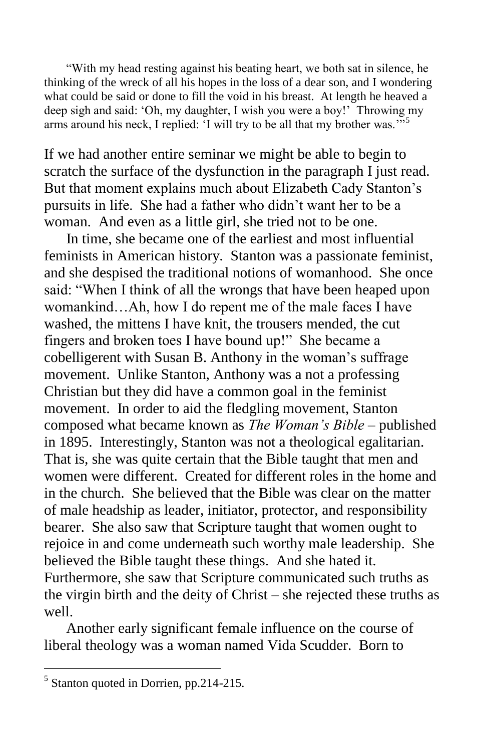> "With my head resting against his beating heart, we both sat in silence, he thinking of the wreck of all his hopes in the loss of a dear son, and I wondering what could be said or done to fill the void in his breast. At length he heaved a deep sigh and said: 'Oh, my daughter, I wish you were a boy!' Throwing my arms around his neck, I replied: 'I will try to be all that my brother was.'"[5]

If we had another entire seminar we might be able to begin to scratch the surface of the dysfunction in the paragraph I just read. But that moment explains much about Elizabeth Cady Stanton's pursuits in life. She had a father who didn't want her to be a woman. And even as a little girl, she tried not to be one.

In time, she became one of the earliest and most influential feminists in American history. Stanton was a passionate feminist, and she despised the traditional notions of womanhood. She once said: "When I think of all the wrongs that have been heaped upon womankind…Ah, how I do repent me of the male faces I have washed, the mittens I have knit, the trousers mended, the cut fingers and broken toes I have bound up!" She became a cobelligerent with Susan B. Anthony in the woman's suffrage movement. Unlike Stanton, Anthony was a not a professing Christian but they did have a common goal in the feminist movement. In order to aid the fledgling movement, Stanton composed what became known as *The Woman's Bible* – published in 1895. Interestingly, Stanton was not a theological egalitarian. That is, she was quite certain that the Bible taught that men and women were different. Created for different roles in the home and in the church. She believed that the Bible was clear on the matter of male headship as leader, initiator, protector, and responsibility bearer. She also saw that Scripture taught that women ought to rejoice in and come underneath such worthy male leadership. She believed the Bible taught these things. And she hated it. Furthermore, she saw that Scripture communicated such truths as the virgin birth and the deity of Christ – she rejected these truths as well.

Another early significant female influence on the course of liberal theology was a woman named Vida Scudder. Born to

---

[5] Stanton quoted in Dorrien, pp.214-215.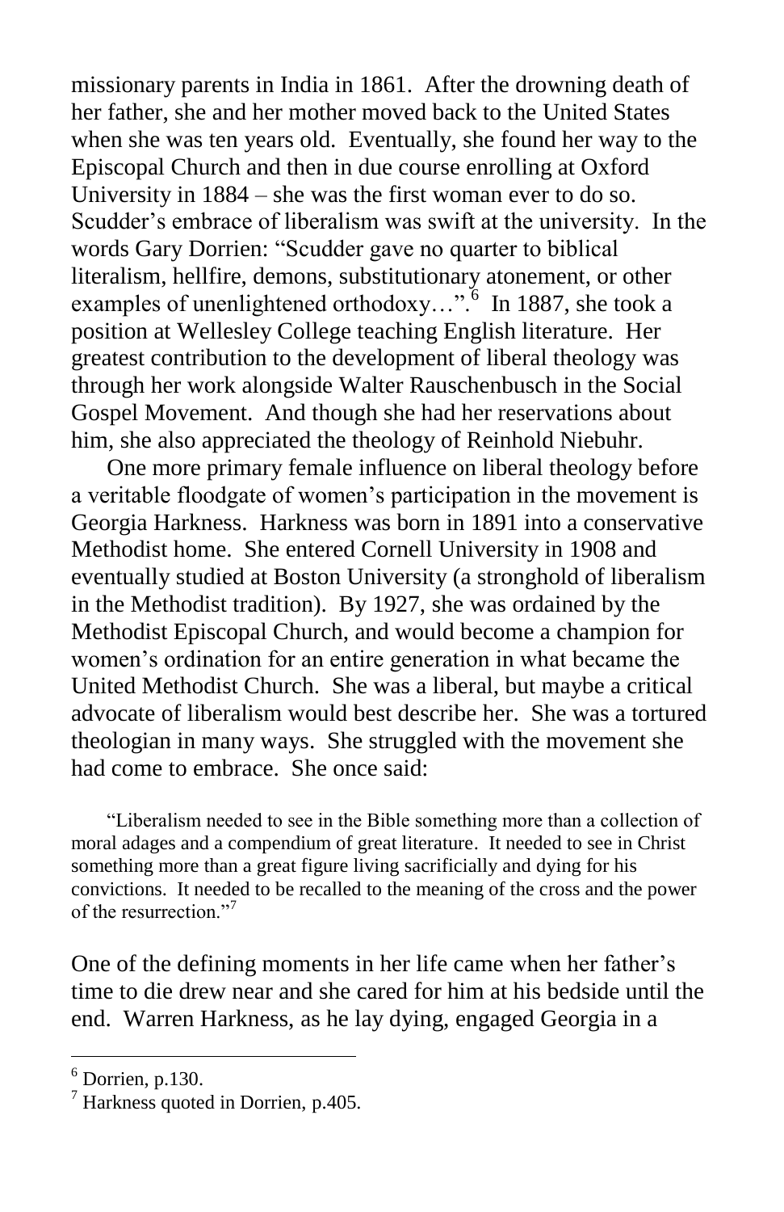missionary parents in India in 1861. After the drowning death of her father, she and her mother moved back to the United States when she was ten years old. Eventually, she found her way to the Episcopal Church and then in due course enrolling at Oxford University in 1884 – she was the first woman ever to do so. Scudder's embrace of liberalism was swift at the university. In the words Gary Dorrien: "Scudder gave no quarter to biblical literalism, hellfire, demons, substitutionary atonement, or other examples of unenlightened orthodoxy…".[6] In 1887, she took a position at Wellesley College teaching English literature. Her greatest contribution to the development of liberal theology was through her work alongside Walter Rauschenbusch in the Social Gospel Movement. And though she had her reservations about him, she also appreciated the theology of Reinhold Niebuhr.

One more primary female influence on liberal theology before a veritable floodgate of women's participation in the movement is Georgia Harkness. Harkness was born in 1891 into a conservative Methodist home. She entered Cornell University in 1908 and eventually studied at Boston University (a stronghold of liberalism in the Methodist tradition). By 1927, she was ordained by the Methodist Episcopal Church, and would become a champion for women's ordination for an entire generation in what became the United Methodist Church. She was a liberal, but maybe a critical advocate of liberalism would best describe her. She was a tortured theologian in many ways. She struggled with the movement she had come to embrace. She once said:

> "Liberalism needed to see in the Bible something more than a collection of moral adages and a compendium of great literature. It needed to see in Christ something more than a great figure living sacrificially and dying for his convictions. It needed to be recalled to the meaning of the cross and the power of the resurrection."[7]

One of the defining moments in her life came when her father's time to die drew near and she cared for him at his bedside until the end. Warren Harkness, as he lay dying, engaged Georgia in a

---

[6] Dorrien, p.130.

[7] Harkness quoted in Dorrien, p.405.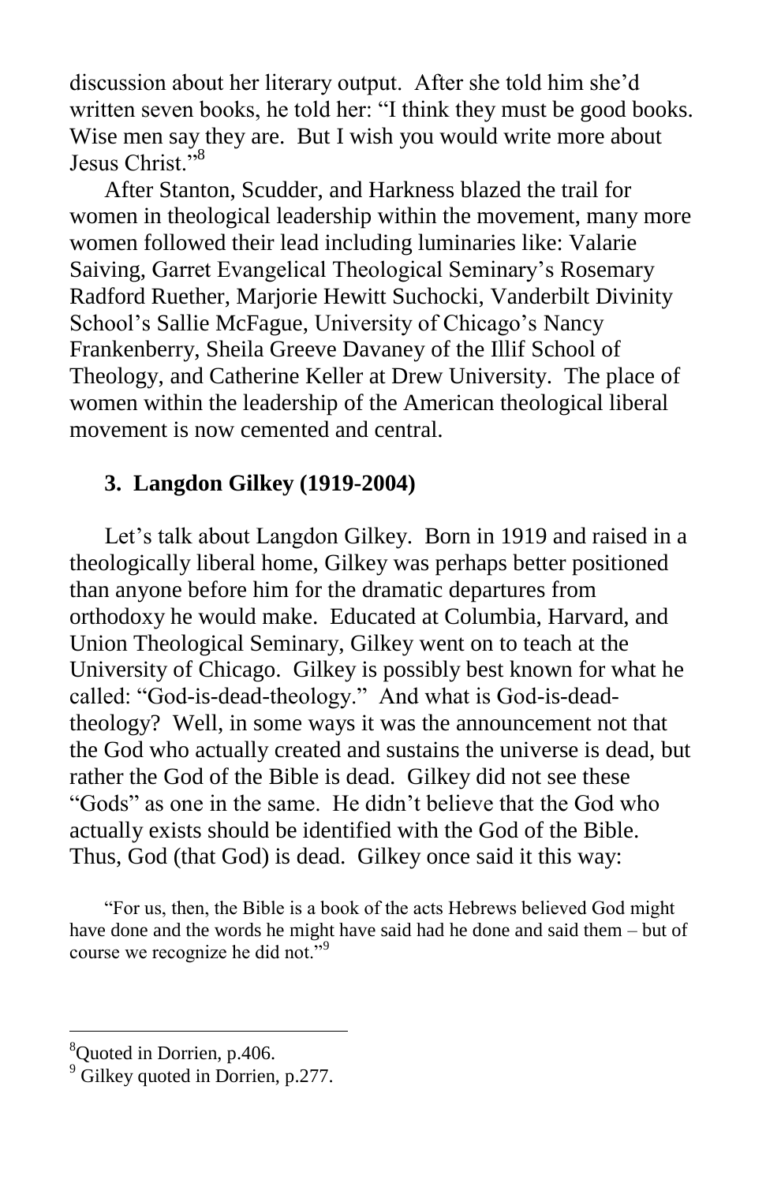discussion about her literary output. After she told him she'd written seven books, he told her: "I think they must be good books. Wise men say they are. But I wish you would write more about Jesus Christ."[8]

After Stanton, Scudder, and Harkness blazed the trail for women in theological leadership within the movement, many more women followed their lead including luminaries like: Valarie Saiving, Garret Evangelical Theological Seminary's Rosemary Radford Ruether, Marjorie Hewitt Suchocki, Vanderbilt Divinity School's Sallie McFague, University of Chicago's Nancy Frankenberry, Sheila Greeve Davaney of the Illif School of Theology, and Catherine Keller at Drew University. The place of women within the leadership of the American theological liberal movement is now cemented and central.

### 3. Langdon Gilkey (1919-2004)

Let's talk about Langdon Gilkey. Born in 1919 and raised in a theologically liberal home, Gilkey was perhaps better positioned than anyone before him for the dramatic departures from orthodoxy he would make. Educated at Columbia, Harvard, and Union Theological Seminary, Gilkey went on to teach at the University of Chicago. Gilkey is possibly best known for what he called: "God-is-dead-theology." And what is God-is-dead-theology? Well, in some ways it was the announcement not that the God who actually created and sustains the universe is dead, but rather the God of the Bible is dead. Gilkey did not see these "Gods" as one in the same. He didn't believe that the God who actually exists should be identified with the God of the Bible. Thus, God (that God) is dead. Gilkey once said it this way:

> "For us, then, the Bible is a book of the acts Hebrews believed God might have done and the words he might have said had he done and said them – but of course we recognize he did not."[9]

---

[8] Quoted in Dorrien, p.406.

[9] Gilkey quoted in Dorrien, p.277.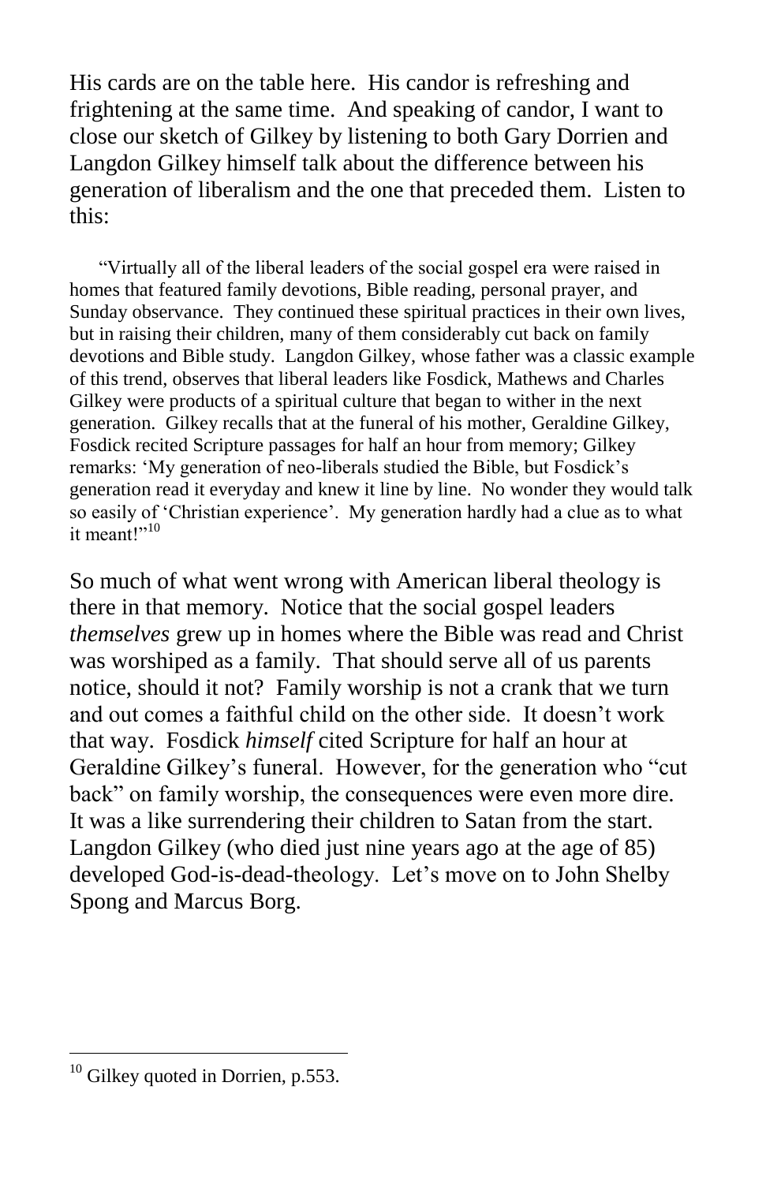His cards are on the table here. His candor is refreshing and frightening at the same time. And speaking of candor, I want to close our sketch of Gilkey by listening to both Gary Dorrien and Langdon Gilkey himself talk about the difference between his generation of liberalism and the one that preceded them. Listen to this:

> "Virtually all of the liberal leaders of the social gospel era were raised in homes that featured family devotions, Bible reading, personal prayer, and Sunday observance. They continued these spiritual practices in their own lives, but in raising their children, many of them considerably cut back on family devotions and Bible study. Langdon Gilkey, whose father was a classic example of this trend, observes that liberal leaders like Fosdick, Mathews and Charles Gilkey were products of a spiritual culture that began to wither in the next generation. Gilkey recalls that at the funeral of his mother, Geraldine Gilkey, Fosdick recited Scripture passages for half an hour from memory; Gilkey remarks: 'My generation of neo-liberals studied the Bible, but Fosdick's generation read it everyday and knew it line by line. No wonder they would talk so easily of 'Christian experience'. My generation hardly had a clue as to what it meant!"[10]

So much of what went wrong with American liberal theology is there in that memory. Notice that the social gospel leaders *themselves* grew up in homes where the Bible was read and Christ was worshiped as a family. That should serve all of us parents notice, should it not? Family worship is not a crank that we turn and out comes a faithful child on the other side. It doesn't work that way. Fosdick *himself* cited Scripture for half an hour at Geraldine Gilkey's funeral. However, for the generation who "cut back" on family worship, the consequences were even more dire. It was a like surrendering their children to Satan from the start. Langdon Gilkey (who died just nine years ago at the age of 85) developed God-is-dead-theology. Let's move on to John Shelby Spong and Marcus Borg.

---

[10] Gilkey quoted in Dorrien, p.553.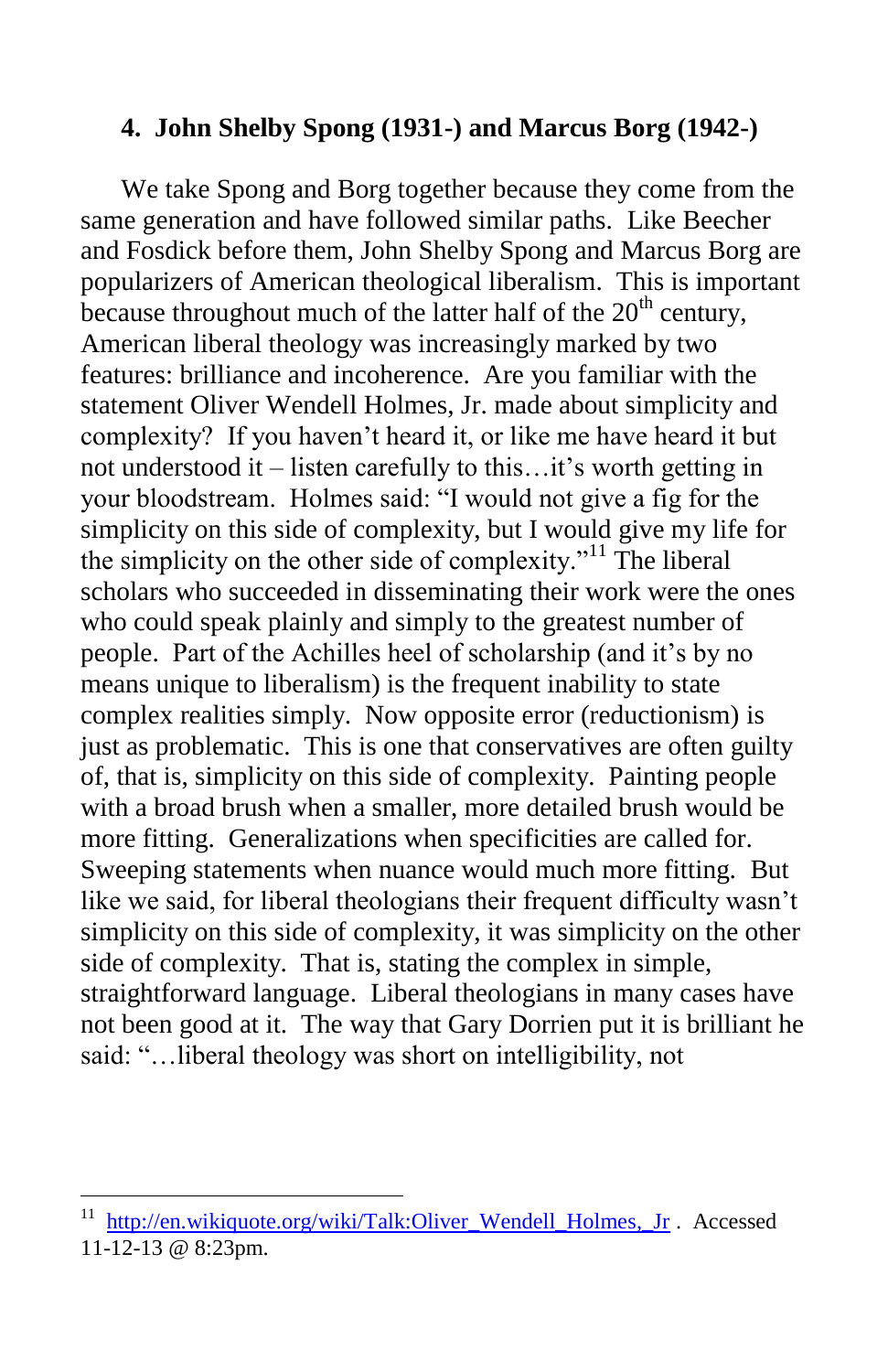### 4. John Shelby Spong (1931-) and Marcus Borg (1942-)

We take Spong and Borg together because they come from the same generation and have followed similar paths. Like Beecher and Fosdick before them, John Shelby Spong and Marcus Borg are popularizers of American theological liberalism. This is important because throughout much of the latter half of the 20th century, American liberal theology was increasingly marked by two features: brilliance and incoherence. Are you familiar with the statement Oliver Wendell Holmes, Jr. made about simplicity and complexity? If you haven't heard it, or like me have heard it but not understood it – listen carefully to this…it's worth getting in your bloodstream. Holmes said: "I would not give a fig for the simplicity on this side of complexity, but I would give my life for the simplicity on the other side of complexity."[11] The liberal scholars who succeeded in disseminating their work were the ones who could speak plainly and simply to the greatest number of people. Part of the Achilles heel of scholarship (and it's by no means unique to liberalism) is the frequent inability to state complex realities simply. Now opposite error (reductionism) is just as problematic. This is one that conservatives are often guilty of, that is, simplicity on this side of complexity. Painting people with a broad brush when a smaller, more detailed brush would be more fitting. Generalizations when specificities are called for. Sweeping statements when nuance would much more fitting. But like we said, for liberal theologians their frequent difficulty wasn't simplicity on this side of complexity, it was simplicity on the other side of complexity. That is, stating the complex in simple, straightforward language. Liberal theologians in many cases have not been good at it. The way that Gary Dorrien put it is brilliant he said: "…liberal theology was short on intelligibility, not

---

[11] http://en.wikiquote.org/wiki/Talk:Oliver_Wendell_Holmes,_Jr . Accessed 11-12-13 @ 8:23pm.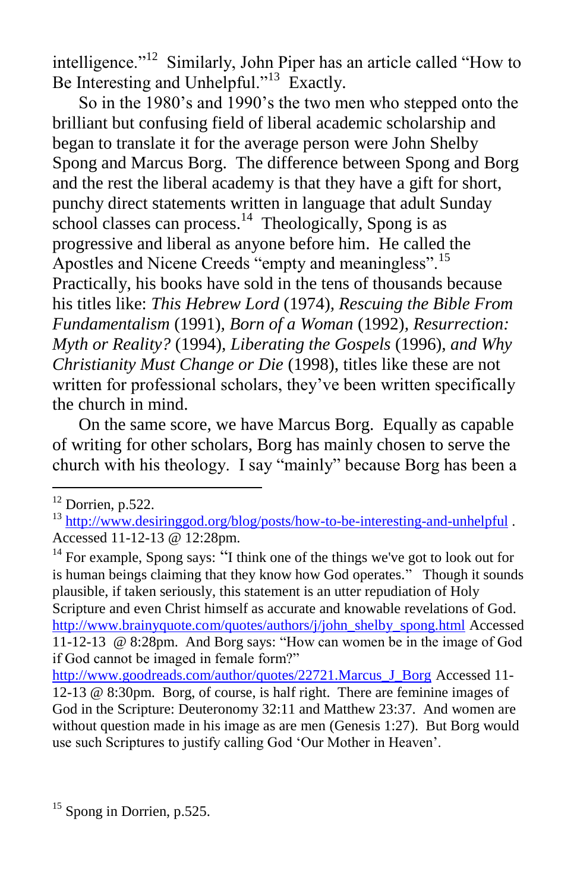intelligence."[12] Similarly, John Piper has an article called "How to Be Interesting and Unhelpful."[13] Exactly.

So in the 1980's and 1990's the two men who stepped onto the brilliant but confusing field of liberal academic scholarship and began to translate it for the average person were John Shelby Spong and Marcus Borg. The difference between Spong and Borg and the rest the liberal academy is that they have a gift for short, punchy direct statements written in language that adult Sunday school classes can process.[14] Theologically, Spong is as progressive and liberal as anyone before him. He called the Apostles and Nicene Creeds "empty and meaningless".[15] Practically, his books have sold in the tens of thousands because his titles like: *This Hebrew Lord* (1974), *Rescuing the Bible From Fundamentalism* (1991), *Born of a Woman* (1992), *Resurrection: Myth or Reality?* (1994), *Liberating the Gospels* (1996), *and Why Christianity Must Change or Die* (1998), titles like these are not written for professional scholars, they've been written specifically the church in mind.

On the same score, we have Marcus Borg. Equally as capable of writing for other scholars, Borg has mainly chosen to serve the church with his theology. I say "mainly" because Borg has been a

---

[12] Dorrien, p.522.

[13] http://www.desiringgod.org/blog/posts/how-to-be-interesting-and-unhelpful . Accessed 11-12-13 @ 12:28pm.

[14] For example, Spong says: "I think one of the things we've got to look out for is human beings claiming that they know how God operates." Though it sounds plausible, if taken seriously, this statement is an utter repudiation of Holy Scripture and even Christ himself as accurate and knowable revelations of God. http://www.brainyquote.com/quotes/authors/j/john_shelby_spong.html Accessed 11-12-13 @ 8:28pm. And Borg says: "How can women be in the image of God if God cannot be imaged in female form?" http://www.goodreads.com/author/quotes/22721.Marcus_J_Borg Accessed 11-12-13 @ 8:30pm. Borg, of course, is half right. There are feminine images of God in the Scripture: Deuteronomy 32:11 and Matthew 23:37. And women are without question made in his image as are men (Genesis 1:27). But Borg would use such Scriptures to justify calling God 'Our Mother in Heaven'.

[15] Spong in Dorrien, p.525.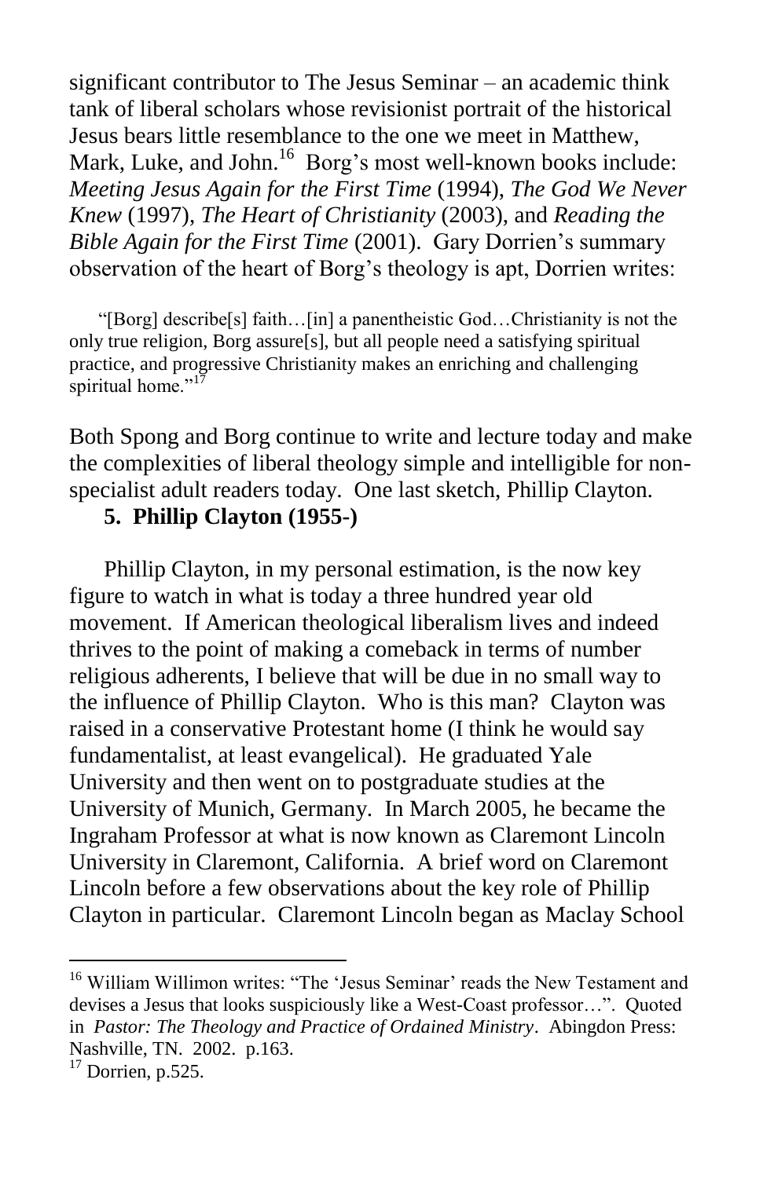significant contributor to The Jesus Seminar – an academic think tank of liberal scholars whose revisionist portrait of the historical Jesus bears little resemblance to the one we meet in Matthew, Mark, Luke, and John.[16] Borg's most well-known books include: *Meeting Jesus Again for the First Time* (1994), *The God We Never Knew* (1997), *The Heart of Christianity* (2003), and *Reading the Bible Again for the First Time* (2001). Gary Dorrien's summary observation of the heart of Borg's theology is apt, Dorrien writes:

> "[Borg] describe[s] faith…[in] a panentheistic God…Christianity is not the only true religion, Borg assure[s], but all people need a satisfying spiritual practice, and progressive Christianity makes an enriching and challenging spiritual home."[17]

Both Spong and Borg continue to write and lecture today and make the complexities of liberal theology simple and intelligible for non-specialist adult readers today. One last sketch, Phillip Clayton.

**5. Phillip Clayton (1955-)**

Phillip Clayton, in my personal estimation, is the now key figure to watch in what is today a three hundred year old movement. If American theological liberalism lives and indeed thrives to the point of making a comeback in terms of number religious adherents, I believe that will be due in no small way to the influence of Phillip Clayton. Who is this man? Clayton was raised in a conservative Protestant home (I think he would say fundamentalist, at least evangelical). He graduated Yale University and then went on to postgraduate studies at the University of Munich, Germany. In March 2005, he became the Ingraham Professor at what is now known as Claremont Lincoln University in Claremont, California. A brief word on Claremont Lincoln before a few observations about the key role of Phillip Clayton in particular. Claremont Lincoln began as Maclay School

---

[16] William Willimon writes: "The 'Jesus Seminar' reads the New Testament and devises a Jesus that looks suspiciously like a West-Coast professor…". Quoted in *Pastor: The Theology and Practice of Ordained Ministry*. Abingdon Press: Nashville, TN. 2002. p.163.

[17] Dorrien, p.525.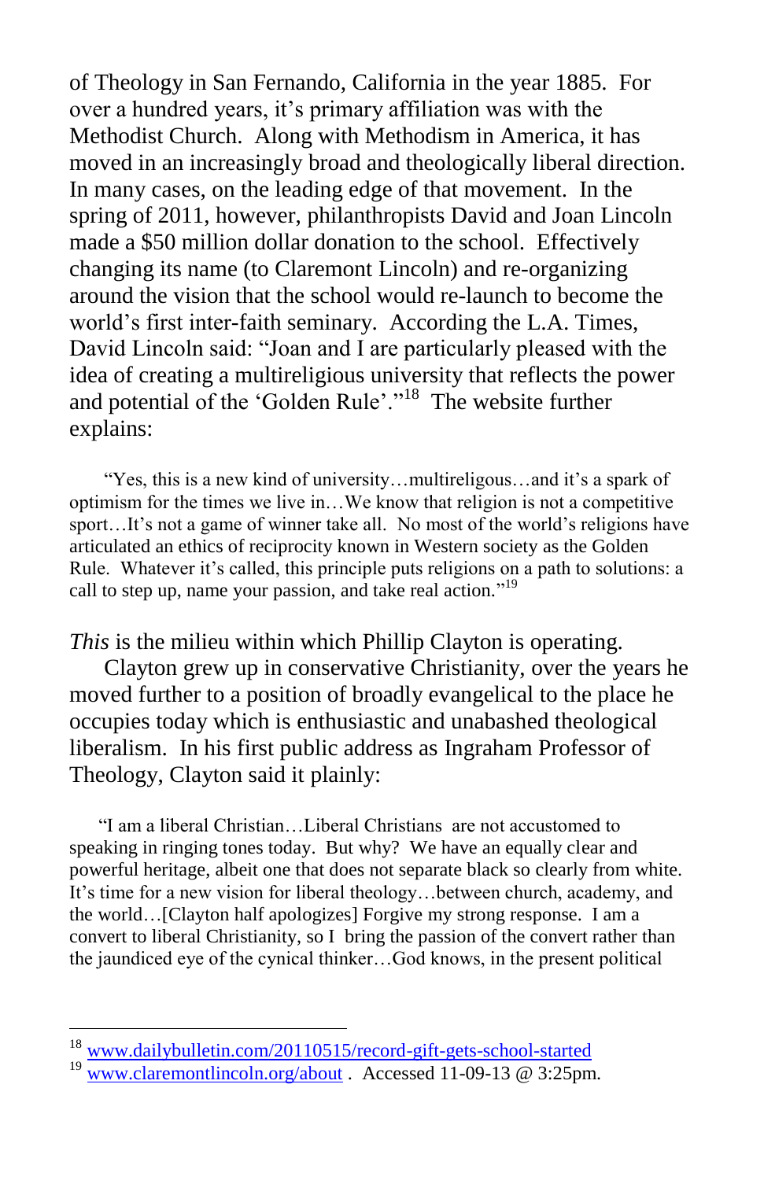of Theology in San Fernando, California in the year 1885. For over a hundred years, it's primary affiliation was with the Methodist Church. Along with Methodism in America, it has moved in an increasingly broad and theologically liberal direction. In many cases, on the leading edge of that movement. In the spring of 2011, however, philanthropists David and Joan Lincoln made a $50 million dollar donation to the school. Effectively changing its name (to Claremont Lincoln) and re-organizing around the vision that the school would re-launch to become the world's first inter-faith seminary. According the L.A. Times, David Lincoln said: "Joan and I are particularly pleased with the idea of creating a multireligious university that reflects the power and potential of the 'Golden Rule'."[18] The website further explains:

> "Yes, this is a new kind of university…multireligous…and it's a spark of optimism for the times we live in…We know that religion is not a competitive sport…It's not a game of winner take all. No most of the world's religions have articulated an ethics of reciprocity known in Western society as the Golden Rule. Whatever it's called, this principle puts religions on a path to solutions: a call to step up, name your passion, and take real action."[19]

*This* is the milieu within which Phillip Clayton is operating.

Clayton grew up in conservative Christianity, over the years he moved further to a position of broadly evangelical to the place he occupies today which is enthusiastic and unabashed theological liberalism. In his first public address as Ingraham Professor of Theology, Clayton said it plainly:

> "I am a liberal Christian…Liberal Christians are not accustomed to speaking in ringing tones today. But why? We have an equally clear and powerful heritage, albeit one that does not separate black so clearly from white. It's time for a new vision for liberal theology…between church, academy, and the world…[Clayton half apologizes] Forgive my strong response. I am a convert to liberal Christianity, so I bring the passion of the convert rather than the jaundiced eye of the cynical thinker…God knows, in the present political

---

[18] www.dailybulletin.com/20110515/record-gift-gets-school-started

[19] www.claremontlincoln.org/about . Accessed 11-09-13 @ 3:25pm.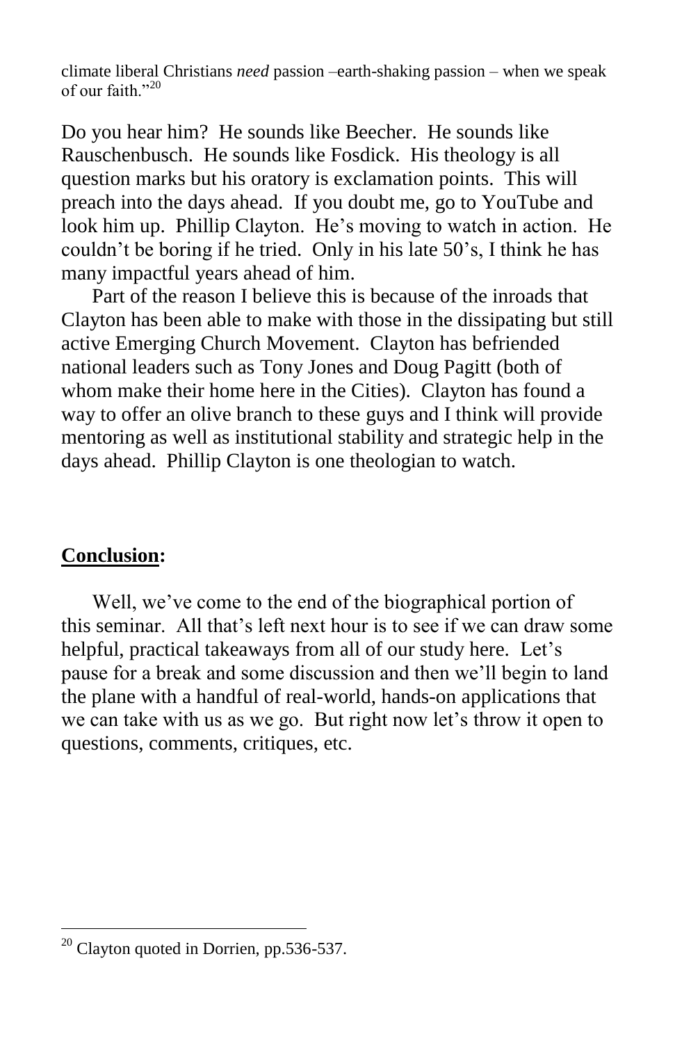climate liberal Christians *need* passion –earth-shaking passion – when we speak of our faith."[20]

Do you hear him? He sounds like Beecher. He sounds like Rauschenbusch. He sounds like Fosdick. His theology is all question marks but his oratory is exclamation points. This will preach into the days ahead. If you doubt me, go to YouTube and look him up. Phillip Clayton. He's moving to watch in action. He couldn't be boring if he tried. Only in his late 50's, I think he has many impactful years ahead of him.

Part of the reason I believe this is because of the inroads that Clayton has been able to make with those in the dissipating but still active Emerging Church Movement. Clayton has befriended national leaders such as Tony Jones and Doug Pagitt (both of whom make their home here in the Cities). Clayton has found a way to offer an olive branch to these guys and I think will provide mentoring as well as institutional stability and strategic help in the days ahead. Phillip Clayton is one theologian to watch.

## **Conclusion:**

Well, we've come to the end of the biographical portion of this seminar. All that's left next hour is to see if we can draw some helpful, practical takeaways from all of our study here. Let's pause for a break and some discussion and then we'll begin to land the plane with a handful of real-world, hands-on applications that we can take with us as we go. But right now let's throw it open to questions, comments, critiques, etc.

---

[20] Clayton quoted in Dorrien, pp.536-537.